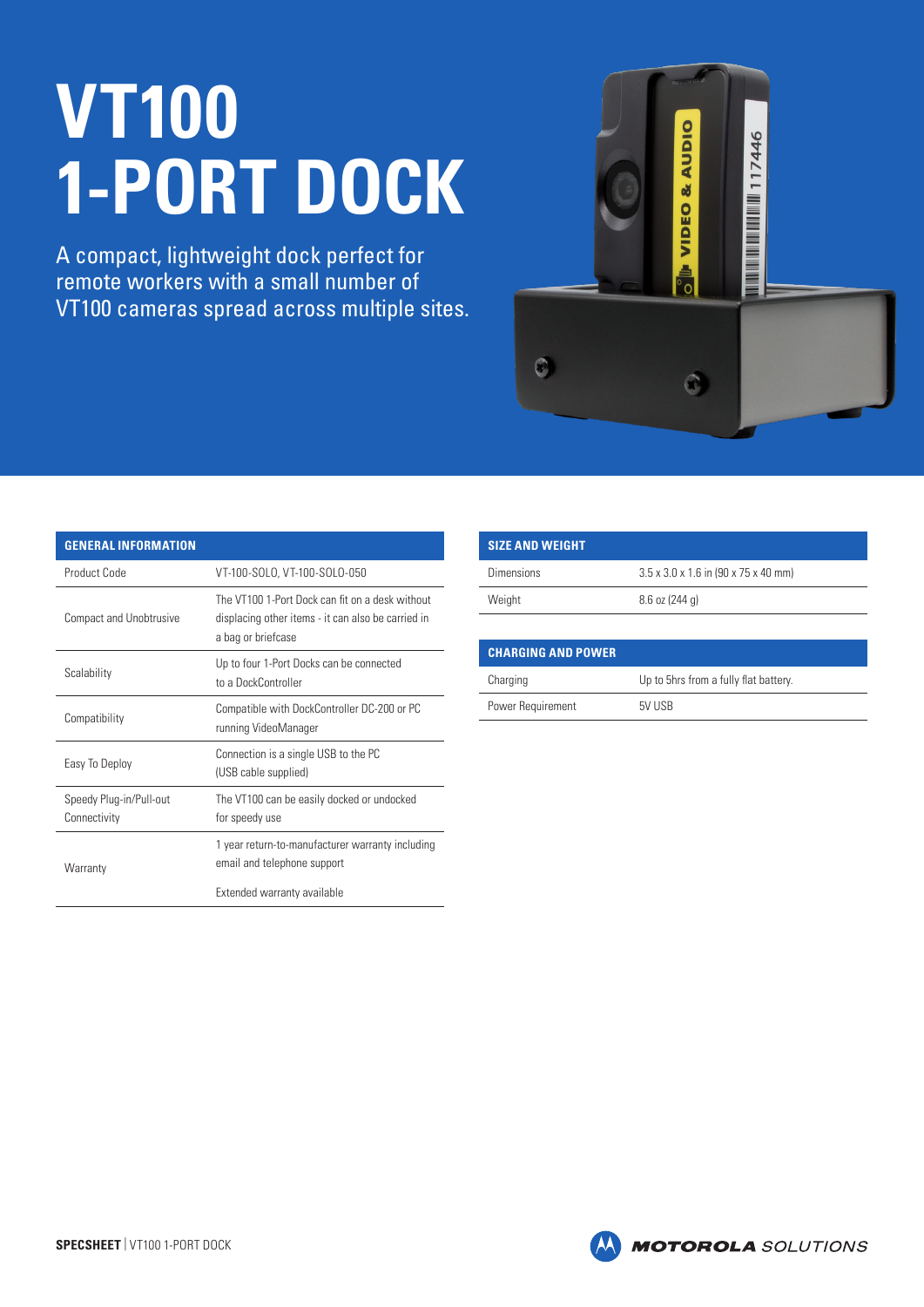# VT100 1-PORT DOCK

A compact, lightweight dock perfect for remote workers with a small number of VT100 cameras spread across multiple sites.

| GENERAL INFORMATION | |
|---|---|
| Product Code | VT-100-SOLO, VT-100-SOLO-050 |
| Compact and Unobtrusive | The VT100 1-Port Dock can fit on a desk without displacing other items - it can also be carried in a bag or briefcase |
| Scalability | Up to four 1-Port Docks can be connected to a DockController |
| Compatibility | Compatible with DockController DC-200 or PC running VideoManager |
| Easy To Deploy | Connection is a single USB to the PC (USB cable supplied) |
| Speedy Plug-in/Pull-out Connectivity | The VT100 can be easily docked or undocked for speedy use |
| Warranty | 1 year return-to-manufacturer warranty including email and telephone support<br><br>Extended warranty available |

| SIZE AND WEIGHT | |
|---|---|
| Dimensions | 3.5 x 3.0 x 1.6 in (90 x 75 x 40 mm) |
| Weight | 8.6 oz (244 g) |

| CHARGING AND POWER | |
|---|---|
| Charging | Up to 5hrs from a fully flat battery. |
| Power Requirement | 5V USB |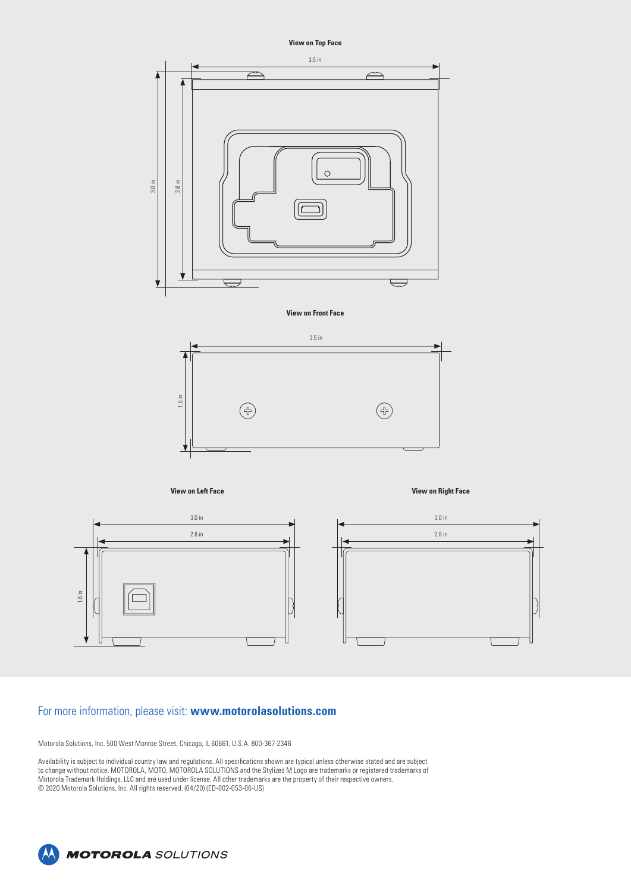**View on Top Face**

3.5 in

3.0 in

2.8 in

**View on Front Face**

3.5 in

1.6 in

**View on Left Face**

3.0 in

2.8 in

1.6 in

**View on Right Face**

3.0 in

2.8 in

For more information, please visit: **www.motorolasolutions.com**

Motorola Solutions, Inc. 500 West Monroe Street, Chicago, IL 60661, U.S.A. 800-367-2346

Availability is subject to individual country law and regulations. All specifications shown are typical unless otherwise stated and are subject to change without notice. MOTOROLA, MOTO, MOTOROLA SOLUTIONS and the Stylized M Logo are trademarks or registered trademarks of Motorola Trademark Holdings, LLC and are used under license. All other trademarks are the property of their respective owners. © 2020 Motorola Solutions, Inc. All rights reserved. (04/20) (ED-002-053-06-US)

MOTOROLA SOLUTIONS